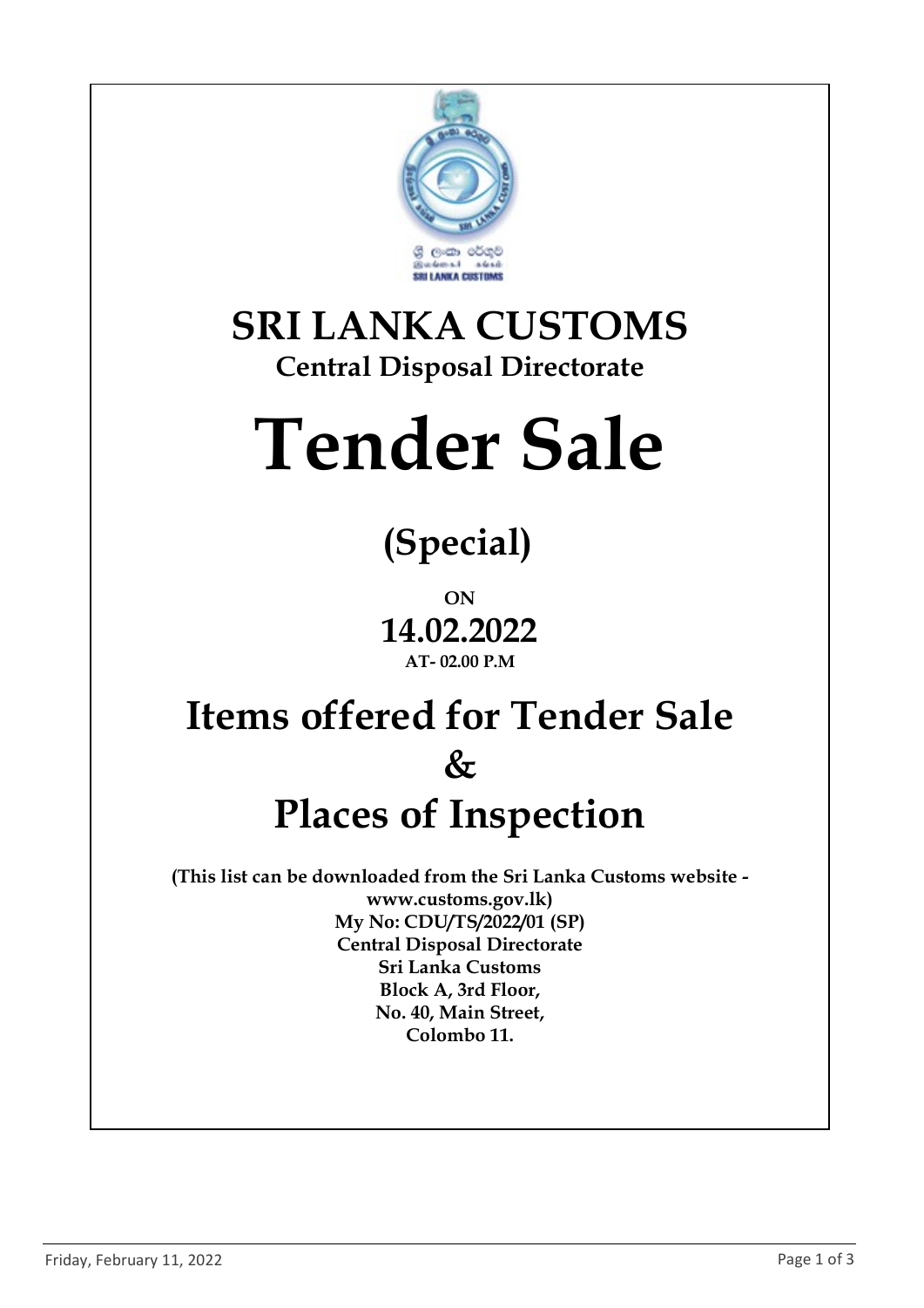# SRI LANKA CUSTOMS

## Central Disposal Directorate

# Tender Sale

## (Special)

**ON**

## 14.02.2022

**AT- 02.00 P.M**

# Items offered for Tender Sale & Places of Inspection

**(This list can be downloaded from the Sri Lanka Customs website - www.customs.gov.lk)**

**My No: CDU/TS/2022/01 (SP)**
**Central Disposal Directorate**
**Sri Lanka Customs**
**Block A, 3rd Floor,**
**No. 40, Main Street,**
**Colombo 11.**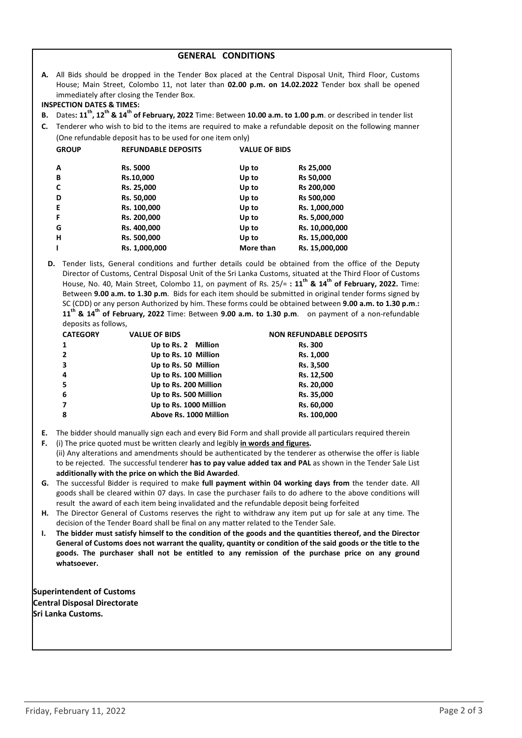## GENERAL CONDITIONS

**A.** All Bids should be dropped in the Tender Box placed at the Central Disposal Unit, Third Floor, Customs House; Main Street, Colombo 11, not later than **02.00 p.m. on 14.02.2022** Tender box shall be opened immediately after closing the Tender Box.

**INSPECTION DATES & TIMES:**

**B.** Dates**: 11th, 12th & 14th of February, 2022** Time: Between **10.00 a.m. to 1.00 p.m**. or described in tender list

**C.** Tenderer who wish to bid to the items are required to make a refundable deposit on the following manner (One refundable deposit has to be used for one item only)

| GROUP | REFUNDABLE DEPOSITS | VALUE OF BIDS | |
|---|---|---|---|
| A | Rs. 5000 | Up to | Rs 25,000 |
| B | Rs.10,000 | Up to | Rs 50,000 |
| C | Rs. 25,000 | Up to | Rs 200,000 |
| D | Rs. 50,000 | Up to | Rs 500,000 |
| E | Rs. 100,000 | Up to | Rs. 1,000,000 |
| F | Rs. 200,000 | Up to | Rs. 5,000,000 |
| G | Rs. 400,000 | Up to | Rs. 10,000,000 |
| H | Rs. 500,000 | Up to | Rs. 15,000,000 |
| I | Rs. 1,000,000 | More than | Rs. 15,000,000 |

**D.** Tender lists, General conditions and further details could be obtained from the office of the Deputy Director of Customs, Central Disposal Unit of the Sri Lanka Customs, situated at the Third Floor of Customs House, No. 40, Main Street, Colombo 11, on payment of Rs. 25/= **: 11th & 14th of February, 2022.** Time: Between **9.00 a.m. to 1.30 p.m**. Bids for each item should be submitted in original tender forms signed by SC (CDD) or any person Authorized by him. These forms could be obtained between **9.00 a.m. to 1.30 p.m.: 11th & 14th of February, 2022** Time: Between **9.00 a.m. to 1.30 p.m**. on payment of a non-refundable deposits as follows,

| CATEGORY | VALUE OF BIDS | NON REFUNDABLE DEPOSITS |
|---|---|---|
| 1 | Up to Rs. 2 Million | Rs. 300 |
| 2 | Up to Rs. 10 Million | Rs. 1,000 |
| 3 | Up to Rs. 50 Million | Rs. 3,500 |
| 4 | Up to Rs. 100 Million | Rs. 12,500 |
| 5 | Up to Rs. 200 Million | Rs. 20,000 |
| 6 | Up to Rs. 500 Million | Rs. 35,000 |
| 7 | Up to Rs. 1000 Million | Rs. 60,000 |
| 8 | Above Rs. 1000 Million | Rs. 100,000 |

**E.** The bidder should manually sign each and every Bid Form and shall provide all particulars required therein

**F.** (i) The price quoted must be written clearly and legibly **in words and figures.**
(ii) Any alterations and amendments should be authenticated by the tenderer as otherwise the offer is liable to be rejected. The successful tenderer **has to pay value added tax and PAL** as shown in the Tender Sale List **additionally with the price on which the Bid Awarded**.

**G.** The successful Bidder is required to make **full payment within 04 working days from** the tender date. All goods shall be cleared within 07 days. In case the purchaser fails to do adhere to the above conditions will result the award of each item being invalidated and the refundable deposit being forfeited

**H.** The Director General of Customs reserves the right to withdraw any item put up for sale at any time. The decision of the Tender Board shall be final on any matter related to the Tender Sale.

**I. The bidder must satisfy himself to the condition of the goods and the quantities thereof, and the Director General of Customs does not warrant the quality, quantity or condition of the said goods or the title to the goods. The purchaser shall not be entitled to any remission of the purchase price on any ground whatsoever.**

**Superintendent of Customs**
**Central Disposal Directorate**
**Sri Lanka Customs.**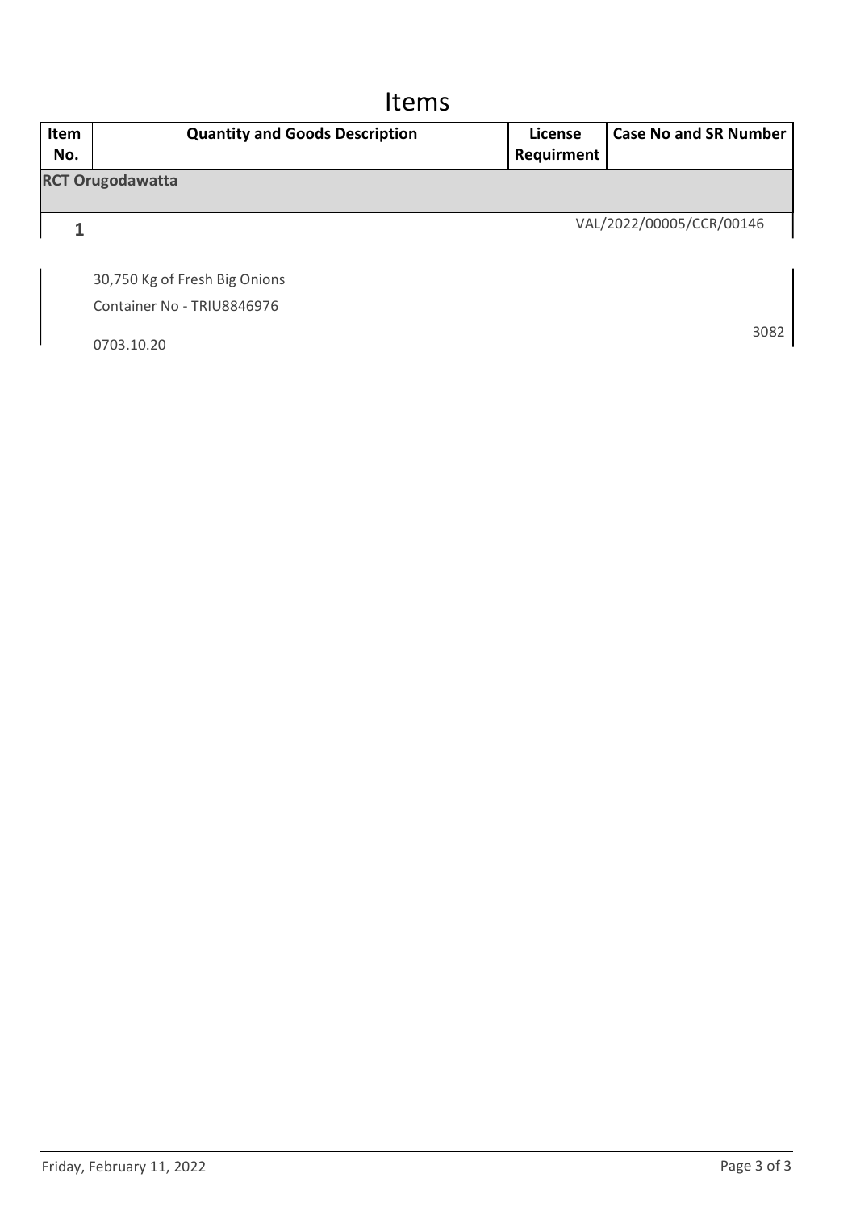# Items

| Item No. | Quantity and Goods Description | License Requirment | Case No and SR Number |
|---|---|---|---|
| **RCT Orugodawatta** | | | |
| **1** | 30,750 Kg of Fresh Big Onions<br>Container No - TRIU8846976<br>0703.10.20 | | VAL/2022/00005/CCR/00146<br>3082 |

Friday, February 11, 2022